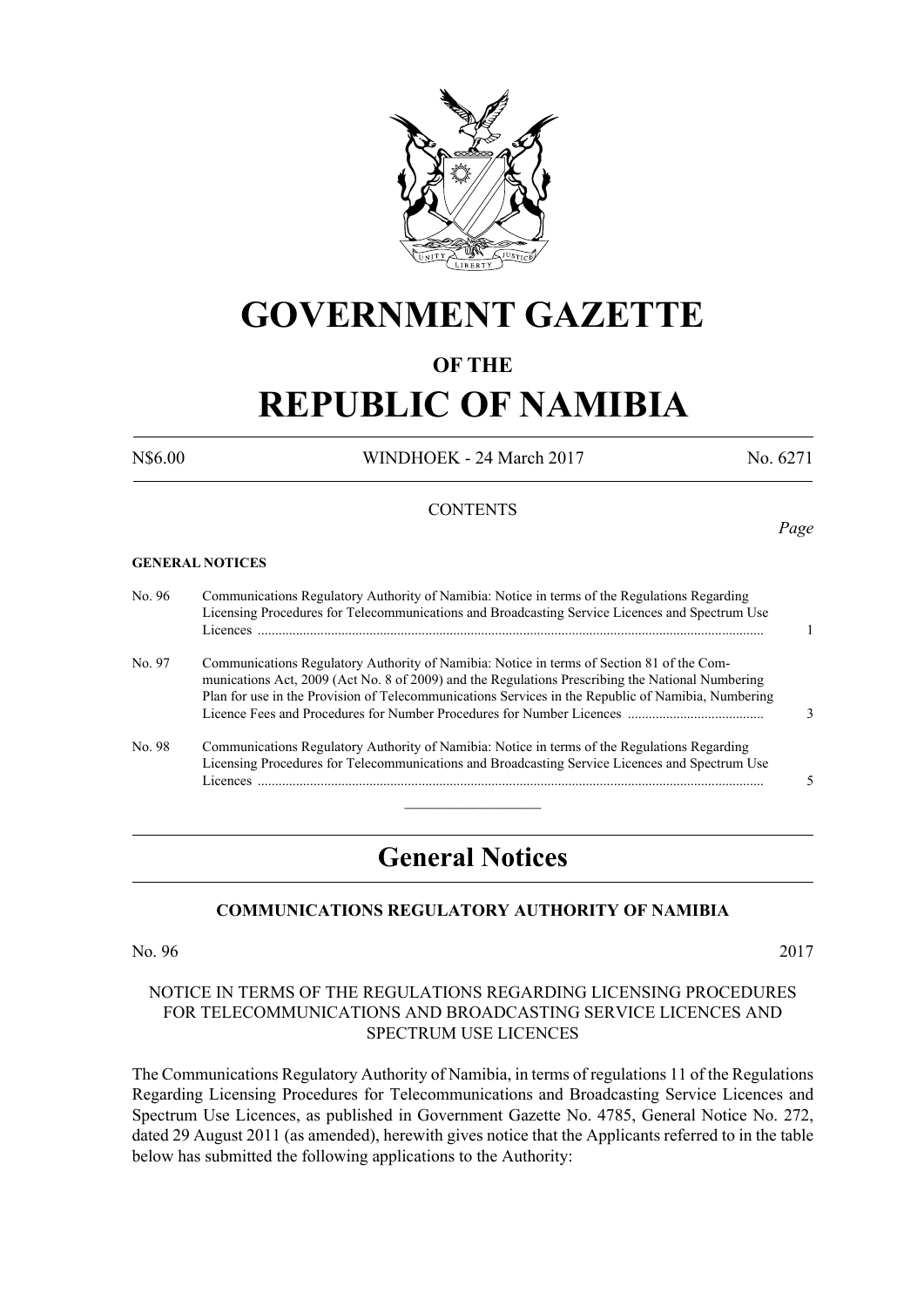# GOVERNMENT GAZETTE

## OF THE

# REPUBLIC OF NAMIBIA

N$6.00 WINDHOEK - 24 March 2017 No. 6271

CONTENTS

*Page*

**GENERAL NOTICES**

| | | |
|---|---|---|
| No. 96 | Communications Regulatory Authority of Namibia: Notice in terms of the Regulations Regarding Licensing Procedures for Telecommunications and Broadcasting Service Licences and Spectrum Use Licences | 1 |
| No. 97 | Communications Regulatory Authority of Namibia: Notice in terms of Section 81 of the Communications Act, 2009 (Act No. 8 of 2009) and the Regulations Prescribing the National Numbering Plan for use in the Provision of Telecommunications Services in the Republic of Namibia, Numbering Licence Fees and Procedures for Number Procedures for Number Licences | 3 |
| No. 98 | Communications Regulatory Authority of Namibia: Notice in terms of the Regulations Regarding Licensing Procedures for Telecommunications and Broadcasting Service Licences and Spectrum Use Licences | 5 |

# General Notices

### COMMUNICATIONS REGULATORY AUTHORITY OF NAMIBIA

No. 96 2017

NOTICE IN TERMS OF THE REGULATIONS REGARDING LICENSING PROCEDURES FOR TELECOMMUNICATIONS AND BROADCASTING SERVICE LICENCES AND SPECTRUM USE LICENCES

The Communications Regulatory Authority of Namibia, in terms of regulations 11 of the Regulations Regarding Licensing Procedures for Telecommunications and Broadcasting Service Licences and Spectrum Use Licences, as published in Government Gazette No. 4785, General Notice No. 272, dated 29 August 2011 (as amended), herewith gives notice that the Applicants referred to in the table below has submitted the following applications to the Authority: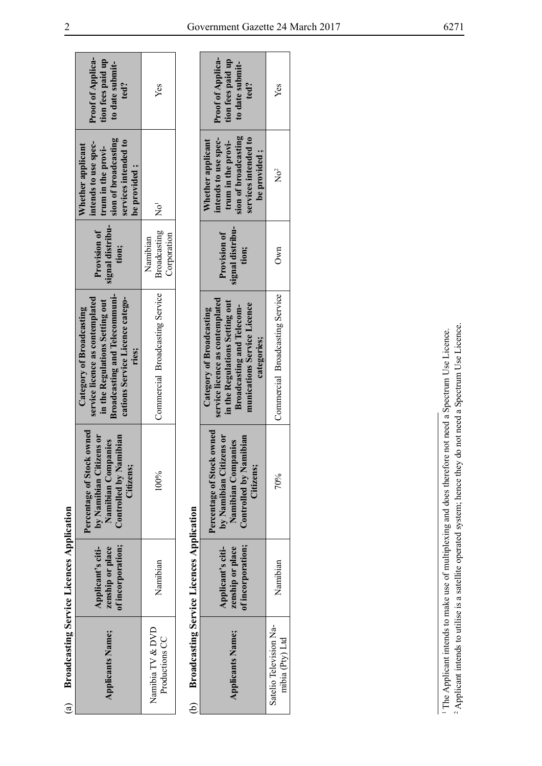(a) **Broadcasting Service Licences Application**

| Applicants Name; | Applicant's citizenship or place of incorporation; | Percentage of Stock owned by Namibian Citizens or Namibian Companies Controlled by Namibian Citizens; | Category of Broadcasting service licence as contemplated in the Regulations Setting out Broadcasting and Telecommunications Service Licence categories; | Provision of signal distribution; | Whether applicant intends to use spectrum in the provision of broadcasting services intended to be provided ; | Proof of Application fees paid up to date submitted? |
|---|---|---|---|---|---|---|
| Namibia TV & DVD Productions CC | Namibian | 100% | Commercial Broadcasting Service | Namibian Broadcasting Corporation | No[1] | Yes |

(b) **Broadcasting Service Licences Application**

| Applicants Name; | Applicant's citizenship or place of incorporation; | Percentage of Stock owned by Namibian Citizens or Namibian Companies Controlled by Namibian Citizens; | Category of Broadcasting service licence as contemplated in the Regulations Setting out Broadcasting and Telecommunications Service Licence categories; | Provision of signal distribution; | Whether applicant intends to use spectrum in the provision of broadcasting services intended to be provided ; | Proof of Application fees paid up to date submitted? |
|---|---|---|---|---|---|---|
| Satelio Television Namibia (Pty) Ltd | Namibian | 70% | Commercial Broadcasting Service | Own | No[2] | Yes |

[1] The Applicant intends to make use of multiplexing and does therefore not need a Spectrum Use Licence.
[2] Applicant intends to utilise is a satellite operated system; hence they do not need a Spectrum Use Licence.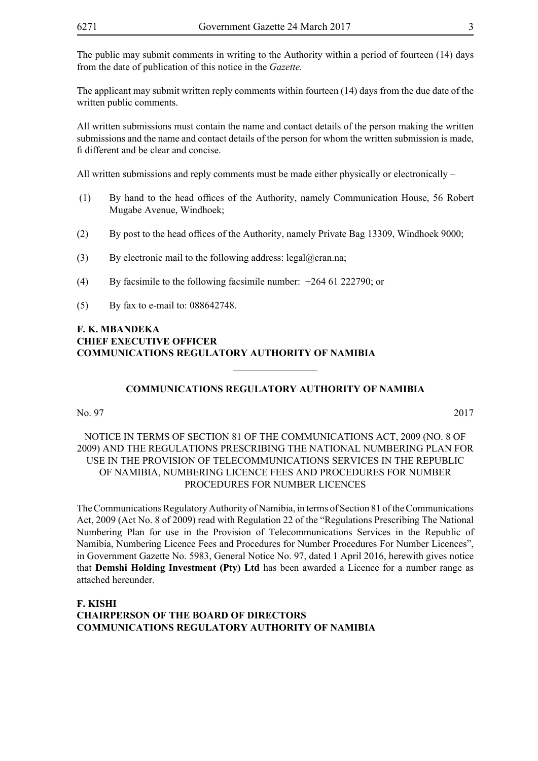The public may submit comments in writing to the Authority within a period of fourteen (14) days from the date of publication of this notice in the *Gazette.*

The applicant may submit written reply comments within fourteen (14) days from the due date of the written public comments.

All written submissions must contain the name and contact details of the person making the written submissions and the name and contact details of the person for whom the written submission is made, fi different and be clear and concise.

All written submissions and reply comments must be made either physically or electronically –

(1) By hand to the head offices of the Authority, namely Communication House, 56 Robert Mugabe Avenue, Windhoek;

(2) By post to the head offices of the Authority, namely Private Bag 13309, Windhoek 9000;

(3) By electronic mail to the following address: legal@cran.na;

(4) By facsimile to the following facsimile number: +264 61 222790; or

(5) By fax to e-mail to: 088642748.

**F. K. MBANDEKA**
**CHIEF EXECUTIVE OFFICER**
**COMMUNICATIONS REGULATORY AUTHORITY OF NAMIBIA**

---

## COMMUNICATIONS REGULATORY AUTHORITY OF NAMIBIA

No. 97 2017

NOTICE IN TERMS OF SECTION 81 OF THE COMMUNICATIONS ACT, 2009 (NO. 8 OF 2009) AND THE REGULATIONS PRESCRIBING THE NATIONAL NUMBERING PLAN FOR USE IN THE PROVISION OF TELECOMMUNICATIONS SERVICES IN THE REPUBLIC OF NAMIBIA, NUMBERING LICENCE FEES AND PROCEDURES FOR NUMBER PROCEDURES FOR NUMBER LICENCES

The Communications Regulatory Authority of Namibia, in terms of Section 81 of the Communications Act, 2009 (Act No. 8 of 2009) read with Regulation 22 of the "Regulations Prescribing The National Numbering Plan for use in the Provision of Telecommunications Services in the Republic of Namibia, Numbering Licence Fees and Procedures for Number Procedures For Number Licences", in Government Gazette No. 5983, General Notice No. 97, dated 1 April 2016, herewith gives notice that **Demshi Holding Investment (Pty) Ltd** has been awarded a Licence for a number range as attached hereunder.

**F. KISHI**
**CHAIRPERSON OF THE BOARD OF DIRECTORS**
**COMMUNICATIONS REGULATORY AUTHORITY OF NAMIBIA**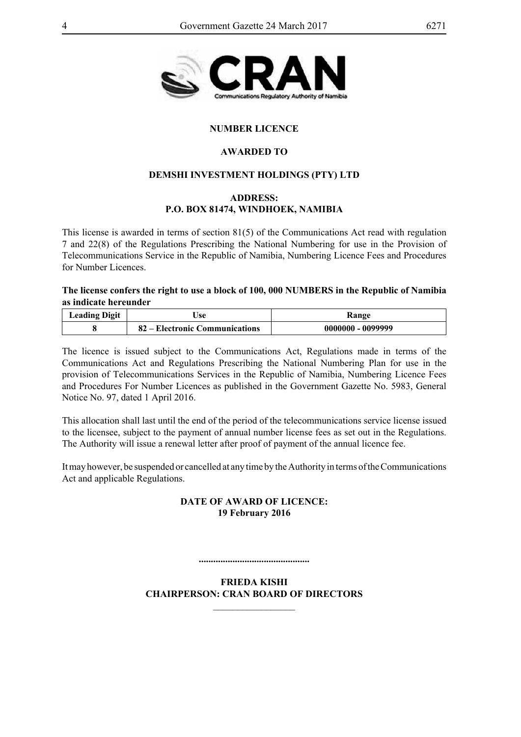**NUMBER LICENCE**

**AWARDED TO**

**DEMSHI INVESTMENT HOLDINGS (PTY) LTD**

**ADDRESS:**
**P.O. BOX 81474, WINDHOEK, NAMIBIA**

This license is awarded in terms of section 81(5) of the Communications Act read with regulation 7 and 22(8) of the Regulations Prescribing the National Numbering for use in the Provision of Telecommunications Service in the Republic of Namibia, Numbering Licence Fees and Procedures for Number Licences.

**The license confers the right to use a block of 100, 000 NUMBERS in the Republic of Namibia as indicate hereunder**

| Leading Digit | Use | Range |
|---|---|---|
| 8 | 82 – Electronic Communications | 0000000 - 0099999 |

The licence is issued subject to the Communications Act, Regulations made in terms of the Communications Act and Regulations Prescribing the National Numbering Plan for use in the provision of Telecommunications Services in the Republic of Namibia, Numbering Licence Fees and Procedures For Number Licences as published in the Government Gazette No. 5983, General Notice No. 97, dated 1 April 2016.

This allocation shall last until the end of the period of the telecommunications service license issued to the licensee, subject to the payment of annual number license fees as set out in the Regulations. The Authority will issue a renewal letter after proof of payment of the annual licence fee.

It may however, be suspended or cancelled at any time by the Authority in terms of the Communications Act and applicable Regulations.

**DATE OF AWARD OF LICENCE:**
**19 February 2016**

**.............................................**

**FRIEDA KISHI**
**CHAIRPERSON: CRAN BOARD OF DIRECTORS**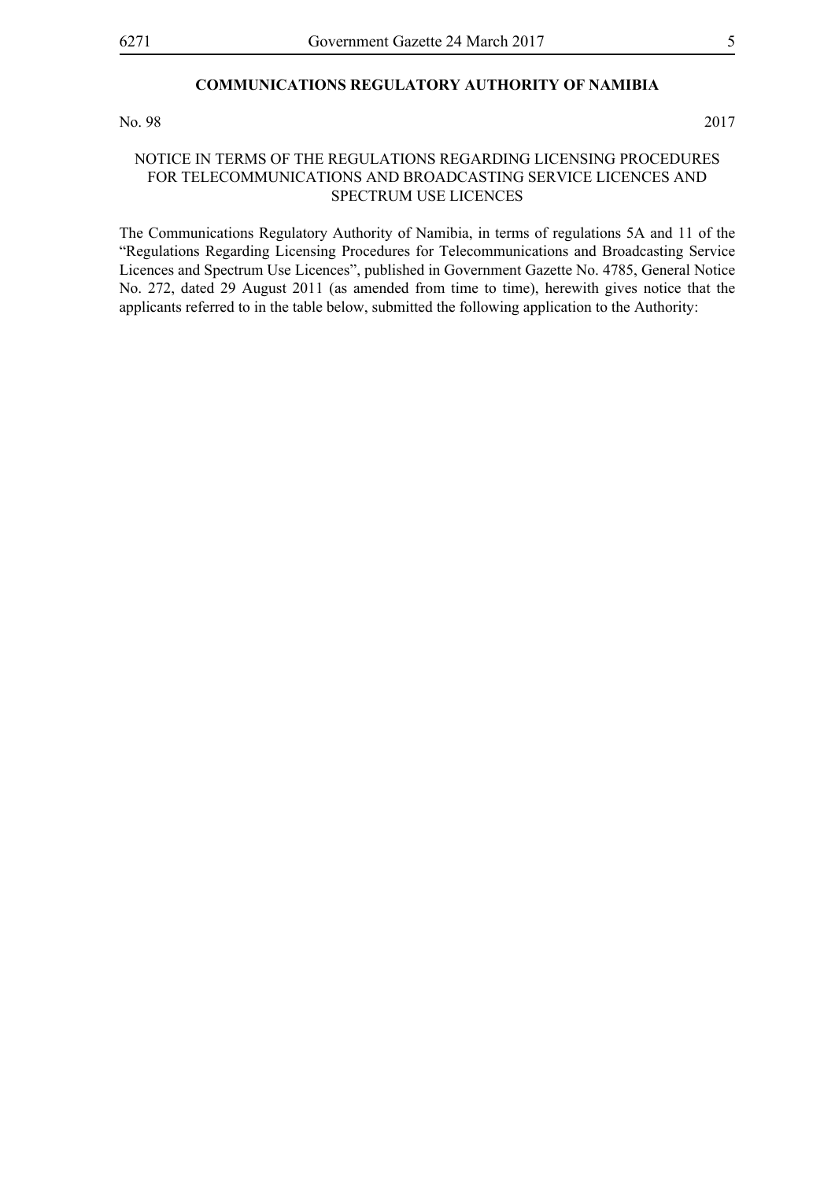## COMMUNICATIONS REGULATORY AUTHORITY OF NAMIBIA

No. 98 2017

NOTICE IN TERMS OF THE REGULATIONS REGARDING LICENSING PROCEDURES FOR TELECOMMUNICATIONS AND BROADCASTING SERVICE LICENCES AND SPECTRUM USE LICENCES

The Communications Regulatory Authority of Namibia, in terms of regulations 5A and 11 of the "Regulations Regarding Licensing Procedures for Telecommunications and Broadcasting Service Licences and Spectrum Use Licences", published in Government Gazette No. 4785, General Notice No. 272, dated 29 August 2011 (as amended from time to time), herewith gives notice that the applicants referred to in the table below, submitted the following application to the Authority: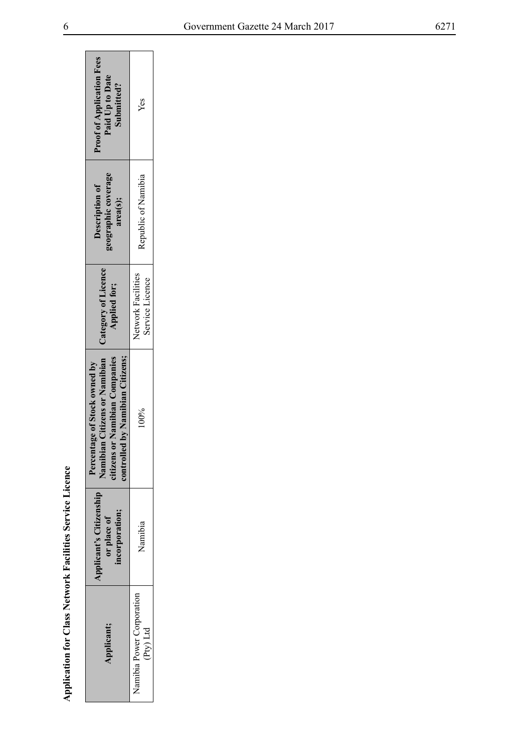**Application for Class Network Facilities Service Licence**

| Applicant; | Applicant's Citizenship or place of incorporation; | Percentage of Stock owned by Namibian Citizens or Namibian citizens or Namibian Companies controlled by Namibian Citizens; | Category of Licence Applied for; | Description of geographic coverage area(s); | Proof of Application Fees Paid Up to Date Submitted? |
|---|---|---|---|---|---|
| Namibia Power Corporation (Pty) Ltd | Namibia | 100% | Network Facilities Service Licence | Republic of Namibia | Yes |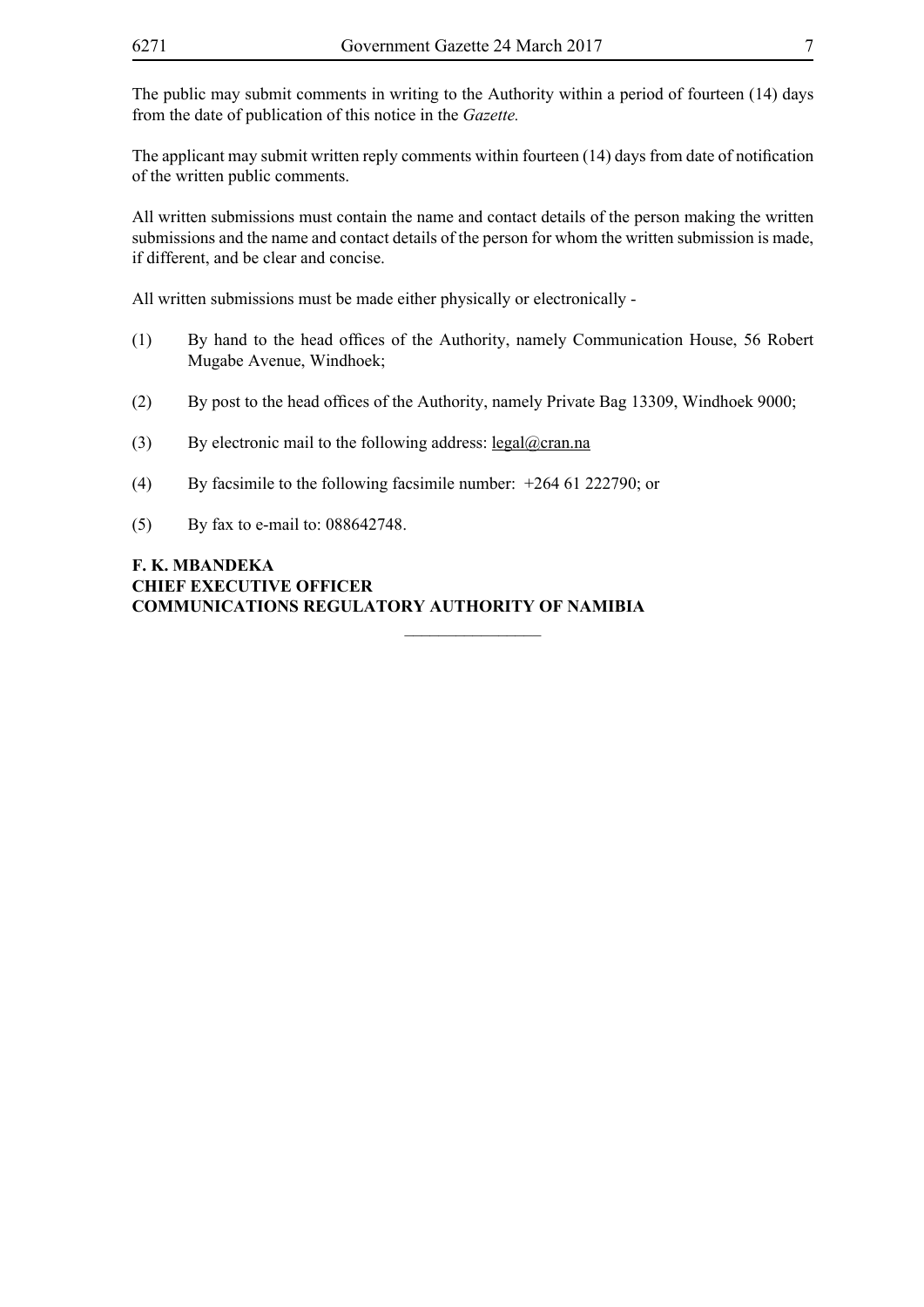The public may submit comments in writing to the Authority within a period of fourteen (14) days from the date of publication of this notice in the *Gazette.*

The applicant may submit written reply comments within fourteen (14) days from date of notification of the written public comments.

All written submissions must contain the name and contact details of the person making the written submissions and the name and contact details of the person for whom the written submission is made, if different, and be clear and concise.

All written submissions must be made either physically or electronically -

(1) By hand to the head offices of the Authority, namely Communication House, 56 Robert Mugabe Avenue, Windhoek;

(2) By post to the head offices of the Authority, namely Private Bag 13309, Windhoek 9000;

(3) By electronic mail to the following address: legal@cran.na

(4) By facsimile to the following facsimile number: +264 61 222790; or

(5) By fax to e-mail to: 088642748.

**F. K. MBANDEKA**
**CHIEF EXECUTIVE OFFICER**
**COMMUNICATIONS REGULATORY AUTHORITY OF NAMIBIA**